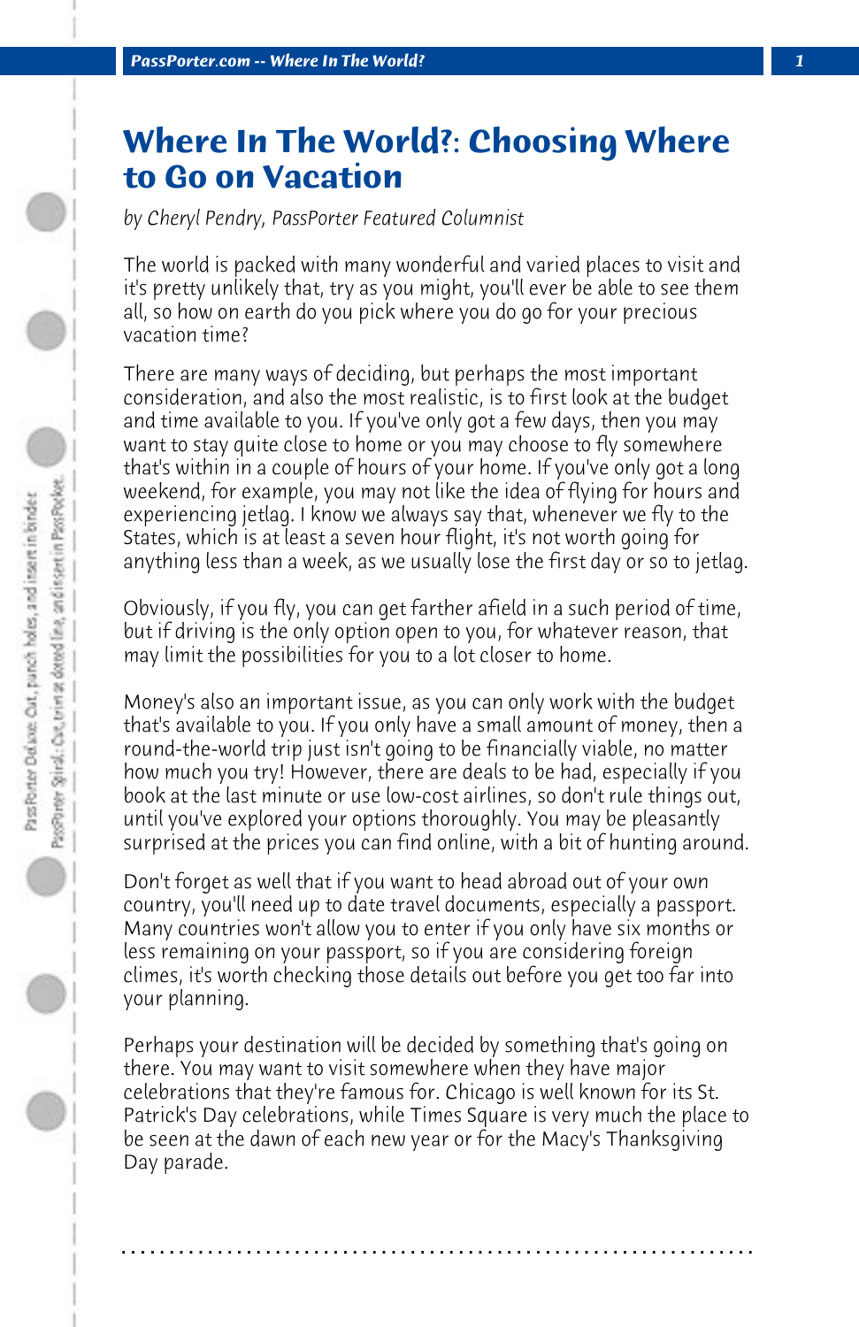# Where In The World?: Choosing Where to Go on Vacation

*by Cheryl Pendry, PassPorter Featured Columnist*

The world is packed with many wonderful and varied places to visit and it's pretty unlikely that, try as you might, you'll ever be able to see them all, so how on earth do you pick where you do go for your precious vacation time?

There are many ways of deciding, but perhaps the most important consideration, and also the most realistic, is to first look at the budget and time available to you. If you've only got a few days, then you may want to stay quite close to home or you may choose to fly somewhere that's within in a couple of hours of your home. If you've only got a long weekend, for example, you may not like the idea of flying for hours and experiencing jetlag. I know we always say that, whenever we fly to the States, which is at least a seven hour flight, it's not worth going for anything less than a week, as we usually lose the first day or so to jetlag.

Obviously, if you fly, you can get farther afield in a such period of time, but if driving is the only option open to you, for whatever reason, that may limit the possibilities for you to a lot closer to home.

Money's also an important issue, as you can only work with the budget that's available to you. If you only have a small amount of money, then a round-the-world trip just isn't going to be financially viable, no matter how much you try! However, there are deals to be had, especially if you book at the last minute or use low-cost airlines, so don't rule things out, until you've explored your options thoroughly. You may be pleasantly surprised at the prices you can find online, with a bit of hunting around.

Don't forget as well that if you want to head abroad out of your own country, you'll need up to date travel documents, especially a passport. Many countries won't allow you to enter if you only have six months or less remaining on your passport, so if you are considering foreign climes, it's worth checking those details out before you get too far into your planning.

Perhaps your destination will be decided by something that's going on there. You may want to visit somewhere when they have major celebrations that they're famous for. Chicago is well known for its St. Patrick's Day celebrations, while Times Square is very much the place to be seen at the dawn of each new year or for the Macy's Thanksgiving Day parade.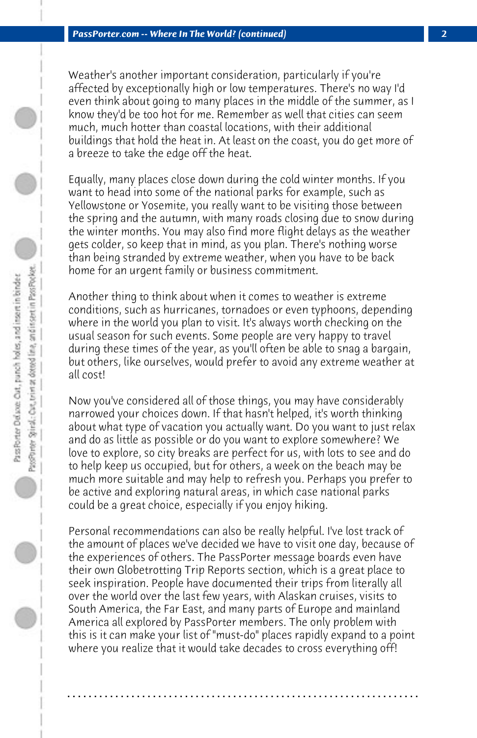Weather's another important consideration, particularly if you're affected by exceptionally high or low temperatures. There's no way I'd even think about going to many places in the middle of the summer, as I know they'd be too hot for me. Remember as well that cities can seem much, much hotter than coastal locations, with their additional buildings that hold the heat in. At least on the coast, you do get more of a breeze to take the edge off the heat.

Equally, many places close down during the cold winter months. If you want to head into some of the national parks for example, such as Yellowstone or Yosemite, you really want to be visiting those between the spring and the autumn, with many roads closing due to snow during the winter months. You may also find more flight delays as the weather gets colder, so keep that in mind, as you plan. There's nothing worse than being stranded by extreme weather, when you have to be back home for an urgent family or business commitment.

Another thing to think about when it comes to weather is extreme conditions, such as hurricanes, tornadoes or even typhoons, depending where in the world you plan to visit. It's always worth checking on the usual season for such events. Some people are very happy to travel during these times of the year, as you'll often be able to snag a bargain, but others, like ourselves, would prefer to avoid any extreme weather at all cost!

Now you've considered all of those things, you may have considerably narrowed your choices down. If that hasn't helped, it's worth thinking about what type of vacation you actually want. Do you want to just relax and do as little as possible or do you want to explore somewhere? We love to explore, so city breaks are perfect for us, with lots to see and do to help keep us occupied, but for others, a week on the beach may be much more suitable and may help to refresh you. Perhaps you prefer to be active and exploring natural areas, in which case national parks could be a great choice, especially if you enjoy hiking.

Personal recommendations can also be really helpful. I've lost track of the amount of places we've decided we have to visit one day, because of the experiences of others. The PassPorter message boards even have their own Globetrotting Trip Reports section, which is a great place to seek inspiration. People have documented their trips from literally all over the world over the last few years, with Alaskan cruises, visits to South America, the Far East, and many parts of Europe and mainland America all explored by PassPorter members. The only problem with this is it can make your list of "must-do" places rapidly expand to a point where you realize that it would take decades to cross everything off!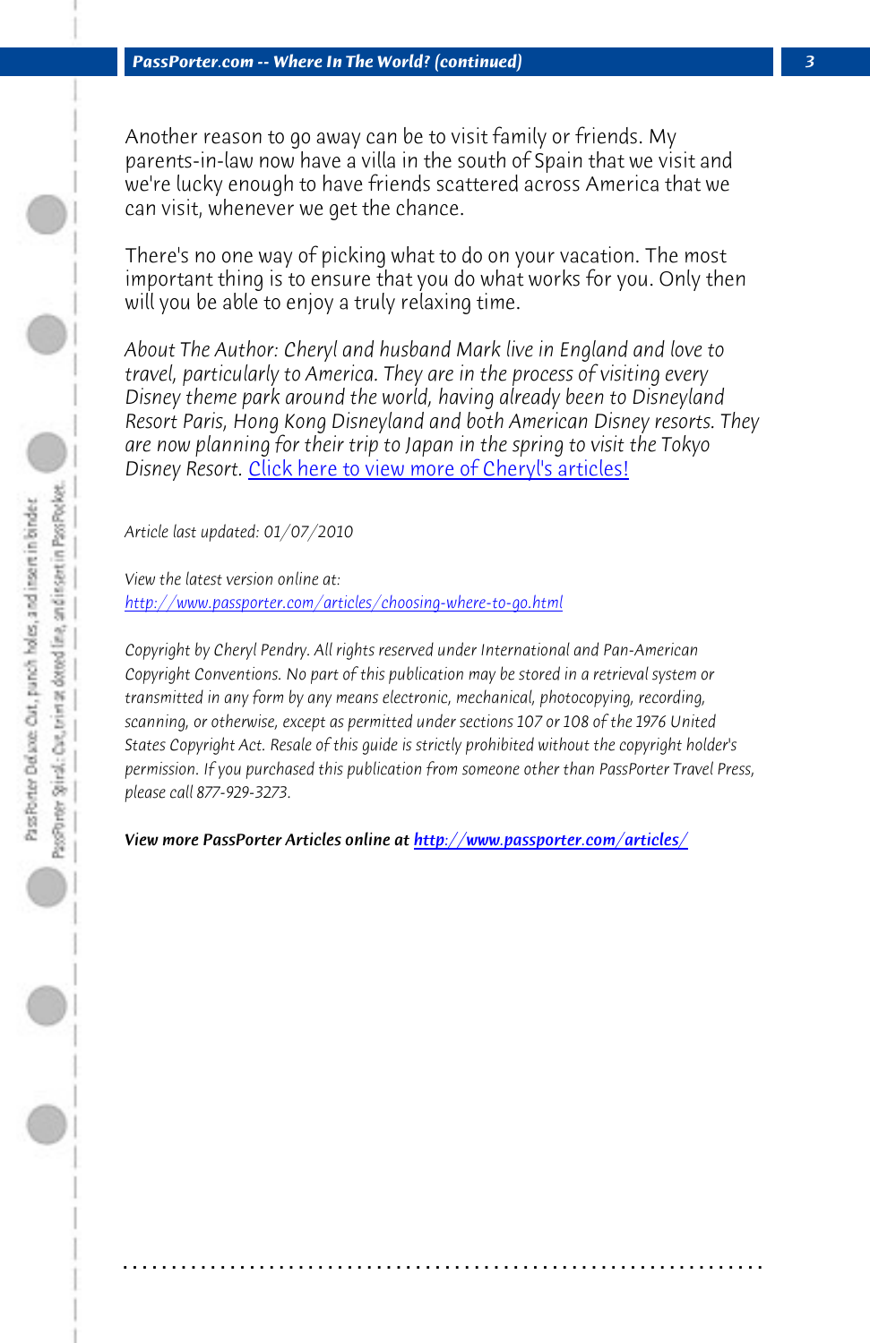Another reason to go away can be to visit family or friends. My parents-in-law now have a villa in the south of Spain that we visit and we're lucky enough to have friends scattered across America that we can visit, whenever we get the chance.

There's no one way of picking what to do on your vacation. The most important thing is to ensure that you do what works for you. Only then will you be able to enjoy a truly relaxing time.

*About The Author: Cheryl and husband Mark live in England and love to travel, particularly to America. They are in the process of visiting every Disney theme park around the world, having already been to Disneyland Resort Paris, Hong Kong Disneyland and both American Disney resorts. They are now planning for their trip to Japan in the spring to visit the Tokyo Disney Resort.* Click here to view more of Cheryl's articles!

*Article last updated: 01/07/2010*

*View the latest version online at:*
*http://www.passporter.com/articles/choosing-where-to-go.html*

*Copyright by Cheryl Pendry. All rights reserved under International and Pan-American Copyright Conventions. No part of this publication may be stored in a retrieval system or transmitted in any form by any means electronic, mechanical, photocopying, recording, scanning, or otherwise, except as permitted under sections 107 or 108 of the 1976 United States Copyright Act. Resale of this guide is strictly prohibited without the copyright holder's permission. If you purchased this publication from someone other than PassPorter Travel Press, please call 877-929-3273.*

***View more PassPorter Articles online at http://www.passporter.com/articles/***